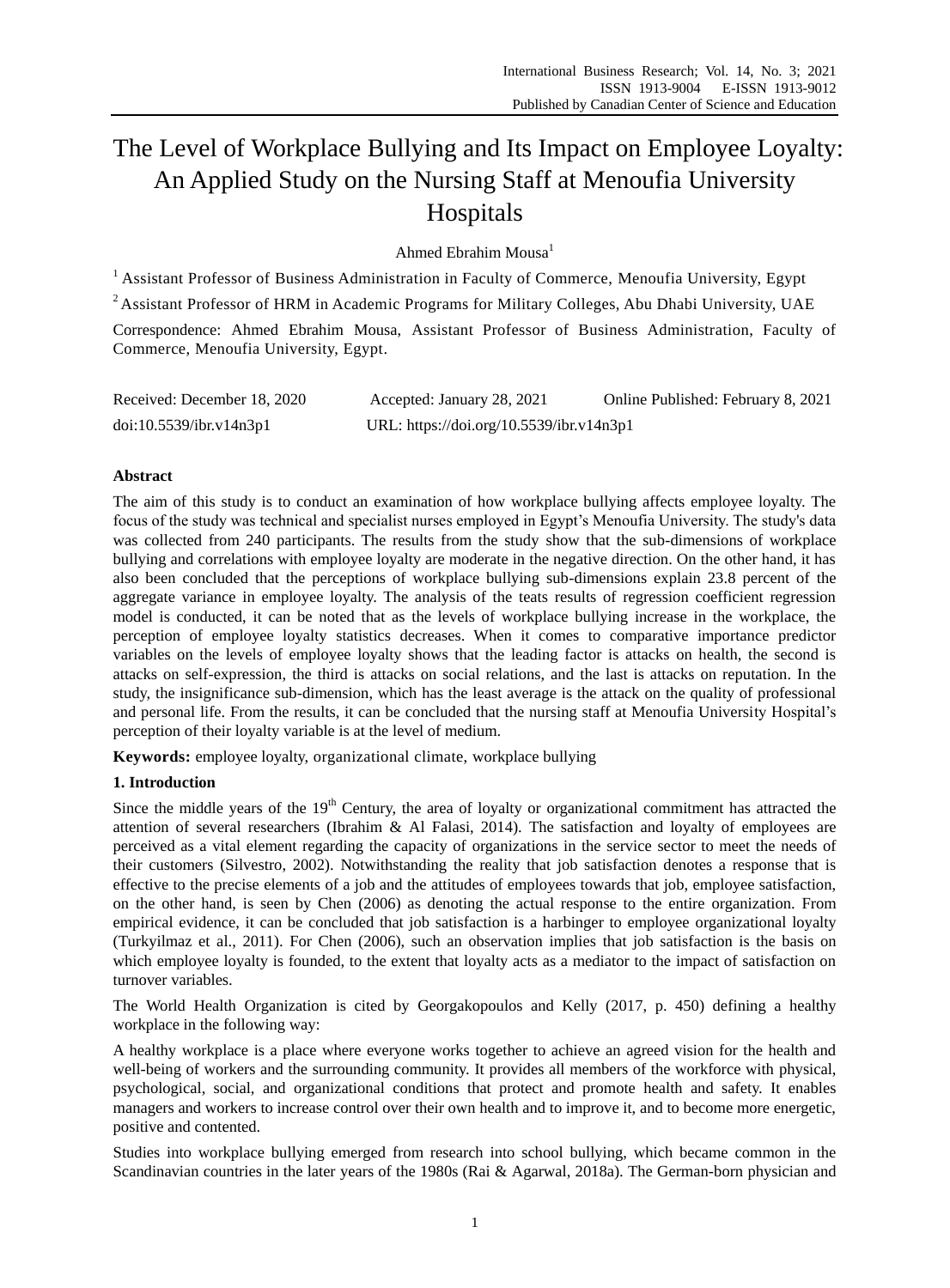# The Level of Workplace Bullying and Its Impact on Employee Loyalty: An Applied Study on the Nursing Staff at Menoufia University Hospitals

Ahmed Ebrahim Mousa[1]

[1] Assistant Professor of Business Administration in Faculty of Commerce, Menoufia University, Egypt

[2] Assistant Professor of HRM in Academic Programs for Military Colleges, Abu Dhabi University, UAE

Correspondence: Ahmed Ebrahim Mousa, Assistant Professor of Business Administration, Faculty of Commerce, Menoufia University, Egypt.

Received: December 18, 2020 Accepted: January 28, 2021 Online Published: February 8, 2021

doi:10.5539/ibr.v14n3p1 URL: https://doi.org/10.5539/ibr.v14n3p1

## Abstract

The aim of this study is to conduct an examination of how workplace bullying affects employee loyalty. The focus of the study was technical and specialist nurses employed in Egypt's Menoufia University. The study's data was collected from 240 participants. The results from the study show that the sub-dimensions of workplace bullying and correlations with employee loyalty are moderate in the negative direction. On the other hand, it has also been concluded that the perceptions of workplace bullying sub-dimensions explain 23.8 percent of the aggregate variance in employee loyalty. The analysis of the teats results of regression coefficient regression model is conducted, it can be noted that as the levels of workplace bullying increase in the workplace, the perception of employee loyalty statistics decreases. When it comes to comparative importance predictor variables on the levels of employee loyalty shows that the leading factor is attacks on health, the second is attacks on self-expression, the third is attacks on social relations, and the last is attacks on reputation. In the study, the insignificance sub-dimension, which has the least average is the attack on the quality of professional and personal life. From the results, it can be concluded that the nursing staff at Menoufia University Hospital's perception of their loyalty variable is at the level of medium.

**Keywords:** employee loyalty, organizational climate, workplace bullying

## 1. Introduction

Since the middle years of the 19th Century, the area of loyalty or organizational commitment has attracted the attention of several researchers (Ibrahim & Al Falasi, 2014). The satisfaction and loyalty of employees are perceived as a vital element regarding the capacity of organizations in the service sector to meet the needs of their customers (Silvestro, 2002). Notwithstanding the reality that job satisfaction denotes a response that is effective to the precise elements of a job and the attitudes of employees towards that job, employee satisfaction, on the other hand, is seen by Chen (2006) as denoting the actual response to the entire organization. From empirical evidence, it can be concluded that job satisfaction is a harbinger to employee organizational loyalty (Turkyilmaz et al., 2011). For Chen (2006), such an observation implies that job satisfaction is the basis on which employee loyalty is founded, to the extent that loyalty acts as a mediator to the impact of satisfaction on turnover variables.

The World Health Organization is cited by Georgakopoulos and Kelly (2017, p. 450) defining a healthy workplace in the following way:

A healthy workplace is a place where everyone works together to achieve an agreed vision for the health and well-being of workers and the surrounding community. It provides all members of the workforce with physical, psychological, social, and organizational conditions that protect and promote health and safety. It enables managers and workers to increase control over their own health and to improve it, and to become more energetic, positive and contented.

Studies into workplace bullying emerged from research into school bullying, which became common in the Scandinavian countries in the later years of the 1980s (Rai & Agarwal, 2018a). The German-born physician and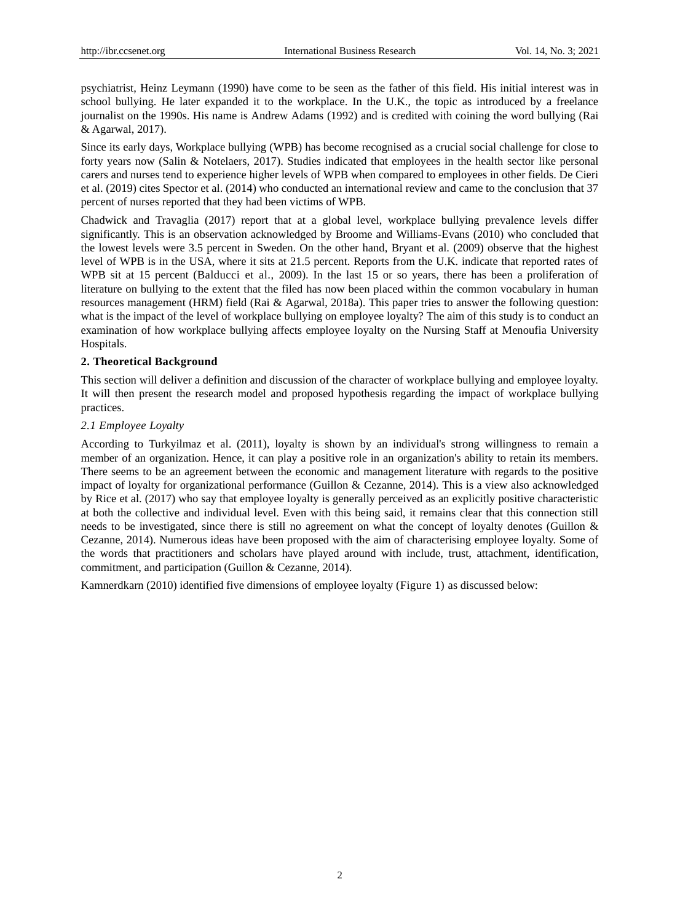psychiatrist, Heinz Leymann (1990) have come to be seen as the father of this field. His initial interest was in school bullying. He later expanded it to the workplace. In the U.K., the topic as introduced by a freelance journalist on the 1990s. His name is Andrew Adams (1992) and is credited with coining the word bullying (Rai & Agarwal, 2017).

Since its early days, Workplace bullying (WPB) has become recognised as a crucial social challenge for close to forty years now (Salin & Notelaers, 2017). Studies indicated that employees in the health sector like personal carers and nurses tend to experience higher levels of WPB when compared to employees in other fields. De Cieri et al. (2019) cites Spector et al. (2014) who conducted an international review and came to the conclusion that 37 percent of nurses reported that they had been victims of WPB.

Chadwick and Travaglia (2017) report that at a global level, workplace bullying prevalence levels differ significantly. This is an observation acknowledged by Broome and Williams-Evans (2010) who concluded that the lowest levels were 3.5 percent in Sweden. On the other hand, Bryant et al. (2009) observe that the highest level of WPB is in the USA, where it sits at 21.5 percent. Reports from the U.K. indicate that reported rates of WPB sit at 15 percent (Balducci et al., 2009). In the last 15 or so years, there has been a proliferation of literature on bullying to the extent that the filed has now been placed within the common vocabulary in human resources management (HRM) field (Rai & Agarwal, 2018a). This paper tries to answer the following question: what is the impact of the level of workplace bullying on employee loyalty? The aim of this study is to conduct an examination of how workplace bullying affects employee loyalty on the Nursing Staff at Menoufia University Hospitals.

## 2. Theoretical Background

This section will deliver a definition and discussion of the character of workplace bullying and employee loyalty. It will then present the research model and proposed hypothesis regarding the impact of workplace bullying practices.

### *2.1 Employee Loyalty*

According to Turkyilmaz et al. (2011), loyalty is shown by an individual's strong willingness to remain a member of an organization. Hence, it can play a positive role in an organization's ability to retain its members. There seems to be an agreement between the economic and management literature with regards to the positive impact of loyalty for organizational performance (Guillon & Cezanne, 2014). This is a view also acknowledged by Rice et al. (2017) who say that employee loyalty is generally perceived as an explicitly positive characteristic at both the collective and individual level. Even with this being said, it remains clear that this connection still needs to be investigated, since there is still no agreement on what the concept of loyalty denotes (Guillon & Cezanne, 2014). Numerous ideas have been proposed with the aim of characterising employee loyalty. Some of the words that practitioners and scholars have played around with include, trust, attachment, identification, commitment, and participation (Guillon & Cezanne, 2014).

Kamnerdkarn (2010) identified five dimensions of employee loyalty (Figure 1) as discussed below: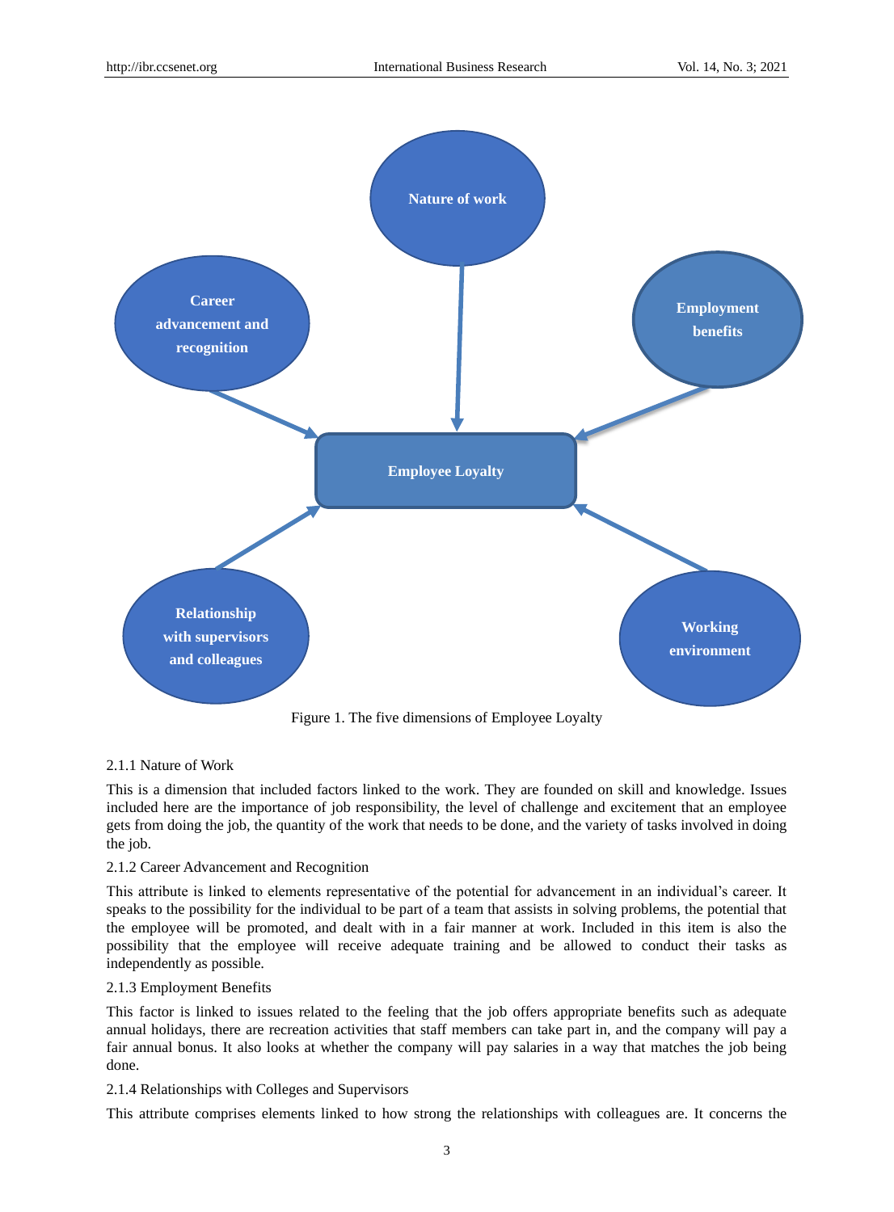Figure 1. The five dimensions of Employee Loyalty

### 2.1.1 Nature of Work

This is a dimension that included factors linked to the work. They are founded on skill and knowledge. Issues included here are the importance of job responsibility, the level of challenge and excitement that an employee gets from doing the job, the quantity of the work that needs to be done, and the variety of tasks involved in doing the job.

### 2.1.2 Career Advancement and Recognition

This attribute is linked to elements representative of the potential for advancement in an individual's career. It speaks to the possibility for the individual to be part of a team that assists in solving problems, the potential that the employee will be promoted, and dealt with in a fair manner at work. Included in this item is also the possibility that the employee will receive adequate training and be allowed to conduct their tasks as independently as possible.

### 2.1.3 Employment Benefits

This factor is linked to issues related to the feeling that the job offers appropriate benefits such as adequate annual holidays, there are recreation activities that staff members can take part in, and the company will pay a fair annual bonus. It also looks at whether the company will pay salaries in a way that matches the job being done.

### 2.1.4 Relationships with Colleges and Supervisors

This attribute comprises elements linked to how strong the relationships with colleagues are. It concerns the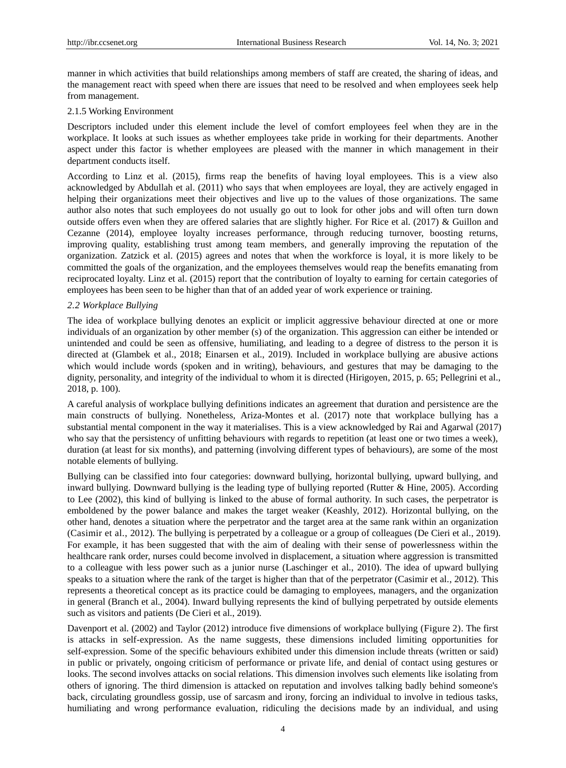manner in which activities that build relationships among members of staff are created, the sharing of ideas, and the management react with speed when there are issues that need to be resolved and when employees seek help from management.

#### 2.1.5 Working Environment

Descriptors included under this element include the level of comfort employees feel when they are in the workplace. It looks at such issues as whether employees take pride in working for their departments. Another aspect under this factor is whether employees are pleased with the manner in which management in their department conducts itself.

According to Linz et al. (2015), firms reap the benefits of having loyal employees. This is a view also acknowledged by Abdullah et al. (2011) who says that when employees are loyal, they are actively engaged in helping their organizations meet their objectives and live up to the values of those organizations. The same author also notes that such employees do not usually go out to look for other jobs and will often turn down outside offers even when they are offered salaries that are slightly higher. For Rice et al. (2017) & Guillon and Cezanne (2014), employee loyalty increases performance, through reducing turnover, boosting returns, improving quality, establishing trust among team members, and generally improving the reputation of the organization. Zatzick et al. (2015) agrees and notes that when the workforce is loyal, it is more likely to be committed the goals of the organization, and the employees themselves would reap the benefits emanating from reciprocated loyalty. Linz et al. (2015) report that the contribution of loyalty to earning for certain categories of employees has been seen to be higher than that of an added year of work experience or training.

### *2.2 Workplace Bullying*

The idea of workplace bullying denotes an explicit or implicit aggressive behaviour directed at one or more individuals of an organization by other member (s) of the organization. This aggression can either be intended or unintended and could be seen as offensive, humiliating, and leading to a degree of distress to the person it is directed at (Glambek et al., 2018; Einarsen et al., 2019). Included in workplace bullying are abusive actions which would include words (spoken and in writing), behaviours, and gestures that may be damaging to the dignity, personality, and integrity of the individual to whom it is directed (Hirigoyen, 2015, p. 65; Pellegrini et al., 2018, p. 100).

A careful analysis of workplace bullying definitions indicates an agreement that duration and persistence are the main constructs of bullying. Nonetheless, Ariza-Montes et al. (2017) note that workplace bullying has a substantial mental component in the way it materialises. This is a view acknowledged by Rai and Agarwal (2017) who say that the persistency of unfitting behaviours with regards to repetition (at least one or two times a week), duration (at least for six months), and patterning (involving different types of behaviours), are some of the most notable elements of bullying.

Bullying can be classified into four categories: downward bullying, horizontal bullying, upward bullying, and inward bullying. Downward bullying is the leading type of bullying reported (Rutter & Hine, 2005). According to Lee (2002), this kind of bullying is linked to the abuse of formal authority. In such cases, the perpetrator is emboldened by the power balance and makes the target weaker (Keashly, 2012). Horizontal bullying, on the other hand, denotes a situation where the perpetrator and the target area at the same rank within an organization (Casimir et al., 2012). The bullying is perpetrated by a colleague or a group of colleagues (De Cieri et al., 2019). For example, it has been suggested that with the aim of dealing with their sense of powerlessness within the healthcare rank order, nurses could become involved in displacement, a situation where aggression is transmitted to a colleague with less power such as a junior nurse (Laschinger et al., 2010). The idea of upward bullying speaks to a situation where the rank of the target is higher than that of the perpetrator (Casimir et al., 2012). This represents a theoretical concept as its practice could be damaging to employees, managers, and the organization in general (Branch et al., 2004). Inward bullying represents the kind of bullying perpetrated by outside elements such as visitors and patients (De Cieri et al., 2019).

Davenport et al. (2002) and Taylor (2012) introduce five dimensions of workplace bullying (Figure 2). The first is attacks in self-expression. As the name suggests, these dimensions included limiting opportunities for self-expression. Some of the specific behaviours exhibited under this dimension include threats (written or said) in public or privately, ongoing criticism of performance or private life, and denial of contact using gestures or looks. The second involves attacks on social relations. This dimension involves such elements like isolating from others of ignoring. The third dimension is attacked on reputation and involves talking badly behind someone's back, circulating groundless gossip, use of sarcasm and irony, forcing an individual to involve in tedious tasks, humiliating and wrong performance evaluation, ridiculing the decisions made by an individual, and using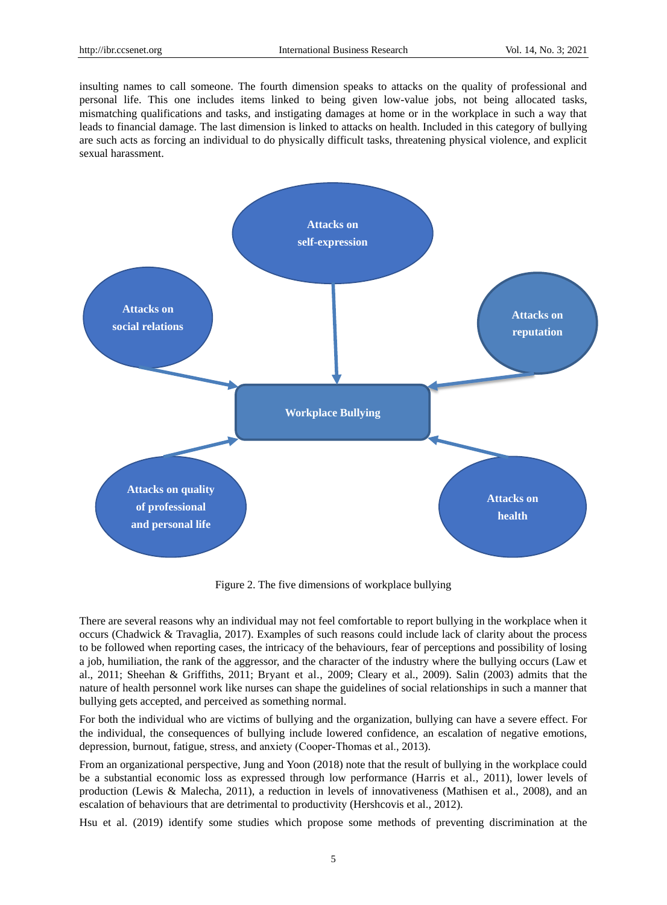insulting names to call someone. The fourth dimension speaks to attacks on the quality of professional and personal life. This one includes items linked to being given low-value jobs, not being allocated tasks, mismatching qualifications and tasks, and instigating damages at home or in the workplace in such a way that leads to financial damage. The last dimension is linked to attacks on health. Included in this category of bullying are such acts as forcing an individual to do physically difficult tasks, threatening physical violence, and explicit sexual harassment.

Attacks on self-expression

Attacks on social relations

Attacks on reputation

Workplace Bullying

Attacks on quality of professional and personal life

Attacks on health

Figure 2. The five dimensions of workplace bullying

There are several reasons why an individual may not feel comfortable to report bullying in the workplace when it occurs (Chadwick & Travaglia, 2017). Examples of such reasons could include lack of clarity about the process to be followed when reporting cases, the intricacy of the behaviours, fear of perceptions and possibility of losing a job, humiliation, the rank of the aggressor, and the character of the industry where the bullying occurs (Law et al., 2011; Sheehan & Griffiths, 2011; Bryant et al., 2009; Cleary et al., 2009). Salin (2003) admits that the nature of health personnel work like nurses can shape the guidelines of social relationships in such a manner that bullying gets accepted, and perceived as something normal.

For both the individual who are victims of bullying and the organization, bullying can have a severe effect. For the individual, the consequences of bullying include lowered confidence, an escalation of negative emotions, depression, burnout, fatigue, stress, and anxiety (Cooper-Thomas et al., 2013).

From an organizational perspective, Jung and Yoon (2018) note that the result of bullying in the workplace could be a substantial economic loss as expressed through low performance (Harris et al., 2011), lower levels of production (Lewis & Malecha, 2011), a reduction in levels of innovativeness (Mathisen et al., 2008), and an escalation of behaviours that are detrimental to productivity (Hershcovis et al., 2012).

Hsu et al. (2019) identify some studies which propose some methods of preventing discrimination at the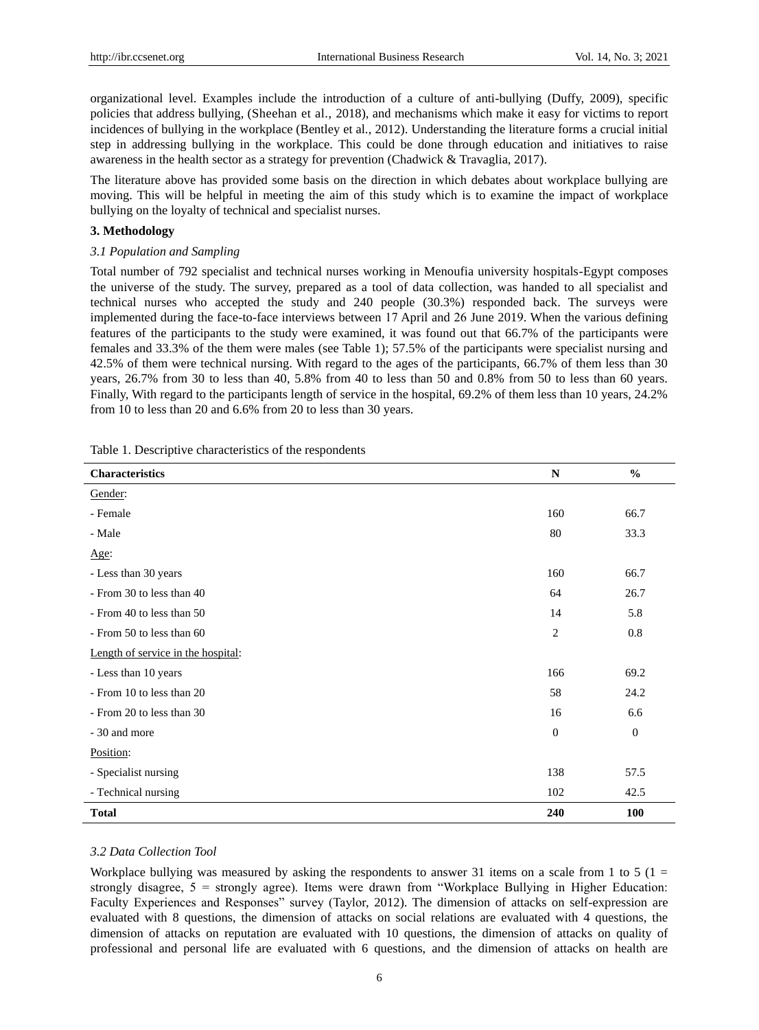organizational level. Examples include the introduction of a culture of anti-bullying (Duffy, 2009), specific policies that address bullying, (Sheehan et al., 2018), and mechanisms which make it easy for victims to report incidences of bullying in the workplace (Bentley et al., 2012). Understanding the literature forms a crucial initial step in addressing bullying in the workplace. This could be done through education and initiatives to raise awareness in the health sector as a strategy for prevention (Chadwick & Travaglia, 2017).

The literature above has provided some basis on the direction in which debates about workplace bullying are moving. This will be helpful in meeting the aim of this study which is to examine the impact of workplace bullying on the loyalty of technical and specialist nurses.

## 3. Methodology

### *3.1 Population and Sampling*

Total number of 792 specialist and technical nurses working in Menoufia university hospitals-Egypt composes the universe of the study. The survey, prepared as a tool of data collection, was handed to all specialist and technical nurses who accepted the study and 240 people (30.3%) responded back. The surveys were implemented during the face-to-face interviews between 17 April and 26 June 2019. When the various defining features of the participants to the study were examined, it was found out that 66.7% of the participants were females and 33.3% of the them were males (see Table 1); 57.5% of the participants were specialist nursing and 42.5% of them were technical nursing. With regard to the ages of the participants, 66.7% of them less than 30 years, 26.7% from 30 to less than 40, 5.8% from 40 to less than 50 and 0.8% from 50 to less than 60 years. Finally, With regard to the participants length of service in the hospital, 69.2% of them less than 10 years, 24.2% from 10 to less than 20 and 6.6% from 20 to less than 30 years.

Table 1. Descriptive characteristics of the respondents

| Characteristics | N | % |
|---|---|---|
| Gender: | | |
| - Female | 160 | 66.7 |
| - Male | 80 | 33.3 |
| Age: | | |
| - Less than 30 years | 160 | 66.7 |
| - From 30 to less than 40 | 64 | 26.7 |
| - From 40 to less than 50 | 14 | 5.8 |
| - From 50 to less than 60 | 2 | 0.8 |
| Length of service in the hospital: | | |
| - Less than 10 years | 166 | 69.2 |
| - From 10 to less than 20 | 58 | 24.2 |
| - From 20 to less than 30 | 16 | 6.6 |
| - 30 and more | 0 | 0 |
| Position: | | |
| - Specialist nursing | 138 | 57.5 |
| - Technical nursing | 102 | 42.5 |
| **Total** | **240** | **100** |

### *3.2 Data Collection Tool*

Workplace bullying was measured by asking the respondents to answer 31 items on a scale from 1 to 5 (1 = strongly disagree, 5 = strongly agree). Items were drawn from "Workplace Bullying in Higher Education: Faculty Experiences and Responses" survey (Taylor, 2012). The dimension of attacks on self-expression are evaluated with 8 questions, the dimension of attacks on social relations are evaluated with 4 questions, the dimension of attacks on reputation are evaluated with 10 questions, the dimension of attacks on quality of professional and personal life are evaluated with 6 questions, and the dimension of attacks on health are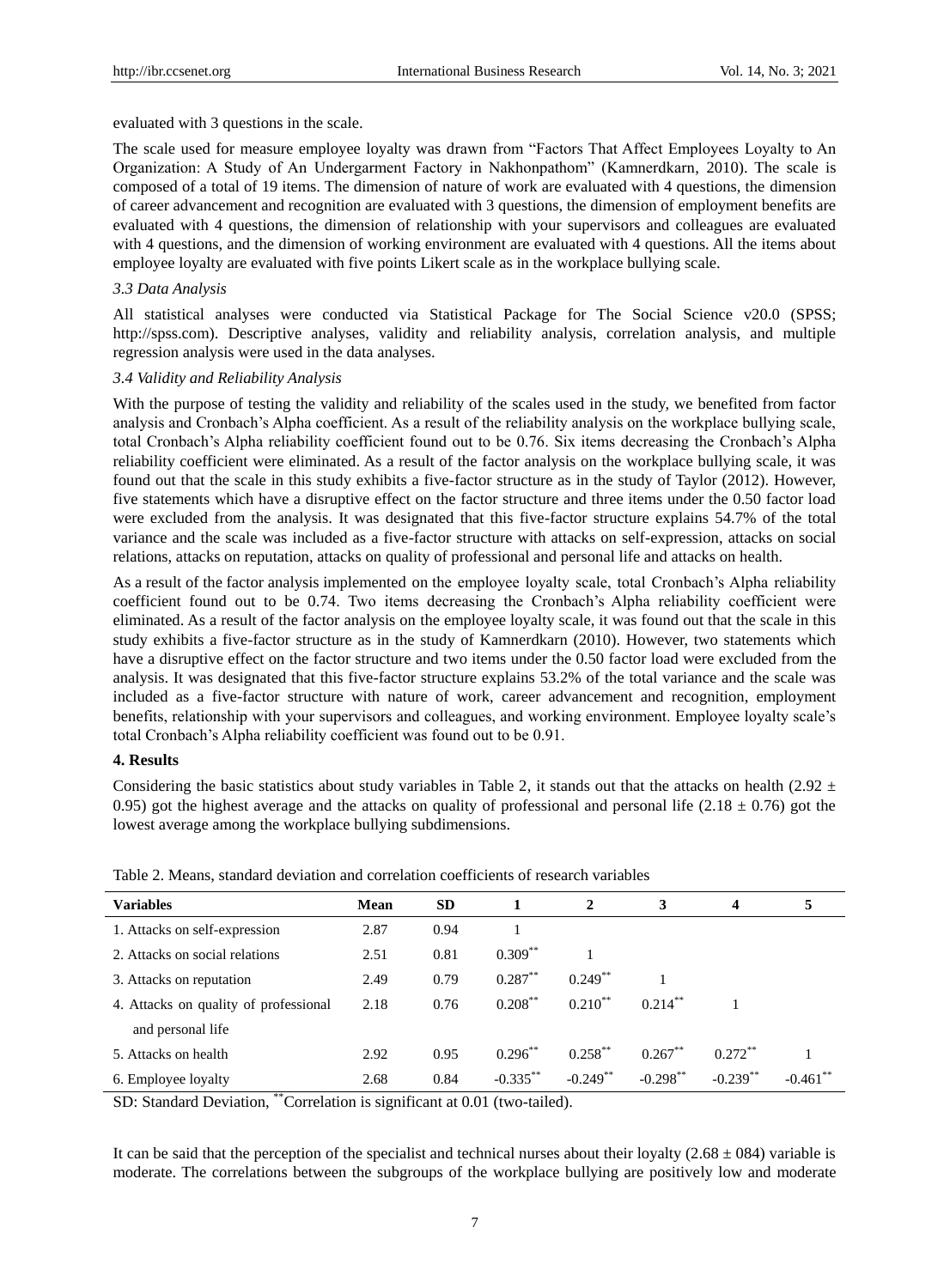evaluated with 3 questions in the scale.

The scale used for measure employee loyalty was drawn from "Factors That Affect Employees Loyalty to An Organization: A Study of An Undergarment Factory in Nakhonpathom" (Kamnerdkarn, 2010). The scale is composed of a total of 19 items. The dimension of nature of work are evaluated with 4 questions, the dimension of career advancement and recognition are evaluated with 3 questions, the dimension of employment benefits are evaluated with 4 questions, the dimension of relationship with your supervisors and colleagues are evaluated with 4 questions, and the dimension of working environment are evaluated with 4 questions. All the items about employee loyalty are evaluated with five points Likert scale as in the workplace bullying scale.

### *3.3 Data Analysis*

All statistical analyses were conducted via Statistical Package for The Social Science v20.0 (SPSS; http://spss.com). Descriptive analyses, validity and reliability analysis, correlation analysis, and multiple regression analysis were used in the data analyses.

### *3.4 Validity and Reliability Analysis*

With the purpose of testing the validity and reliability of the scales used in the study, we benefited from factor analysis and Cronbach's Alpha coefficient. As a result of the reliability analysis on the workplace bullying scale, total Cronbach's Alpha reliability coefficient found out to be 0.76. Six items decreasing the Cronbach's Alpha reliability coefficient were eliminated. As a result of the factor analysis on the workplace bullying scale, it was found out that the scale in this study exhibits a five-factor structure as in the study of Taylor (2012). However, five statements which have a disruptive effect on the factor structure and three items under the 0.50 factor load were excluded from the analysis. It was designated that this five-factor structure explains 54.7% of the total variance and the scale was included as a five-factor structure with attacks on self-expression, attacks on social relations, attacks on reputation, attacks on quality of professional and personal life and attacks on health.

As a result of the factor analysis implemented on the employee loyalty scale, total Cronbach's Alpha reliability coefficient found out to be 0.74. Two items decreasing the Cronbach's Alpha reliability coefficient were eliminated. As a result of the factor analysis on the employee loyalty scale, it was found out that the scale in this study exhibits a five-factor structure as in the study of Kamnerdkarn (2010). However, two statements which have a disruptive effect on the factor structure and two items under the 0.50 factor load were excluded from the analysis. It was designated that this five-factor structure explains 53.2% of the total variance and the scale was included as a five-factor structure with nature of work, career advancement and recognition, employment benefits, relationship with your supervisors and colleagues, and working environment. Employee loyalty scale's total Cronbach's Alpha reliability coefficient was found out to be 0.91.

## **4. Results**

Considering the basic statistics about study variables in Table 2, it stands out that the attacks on health (2.92 ± 0.95) got the highest average and the attacks on quality of professional and personal life (2.18 ± 0.76) got the lowest average among the workplace bullying subdimensions.

Table 2. Means, standard deviation and correlation coefficients of research variables

| Variables | Mean | SD | 1 | 2 | 3 | 4 | 5 |
|---|---|---|---|---|---|---|---|
| 1. Attacks on self-expression | 2.87 | 0.94 | 1 | | | | |
| 2. Attacks on social relations | 2.51 | 0.81 | 0.309** | 1 | | | |
| 3. Attacks on reputation | 2.49 | 0.79 | 0.287** | 0.249** | 1 | | |
| 4. Attacks on quality of professional and personal life | 2.18 | 0.76 | 0.208** | 0.210** | 0.214** | 1 | |
| 5. Attacks on health | 2.92 | 0.95 | 0.296** | 0.258** | 0.267** | 0.272** | 1 |
| 6. Employee loyalty | 2.68 | 0.84 | -0.335** | -0.249** | -0.298** | -0.239** | -0.461** |

SD: Standard Deviation, **Correlation is significant at 0.01 (two-tailed).

It can be said that the perception of the specialist and technical nurses about their loyalty (2.68 ± 084) variable is moderate. The correlations between the subgroups of the workplace bullying are positively low and moderate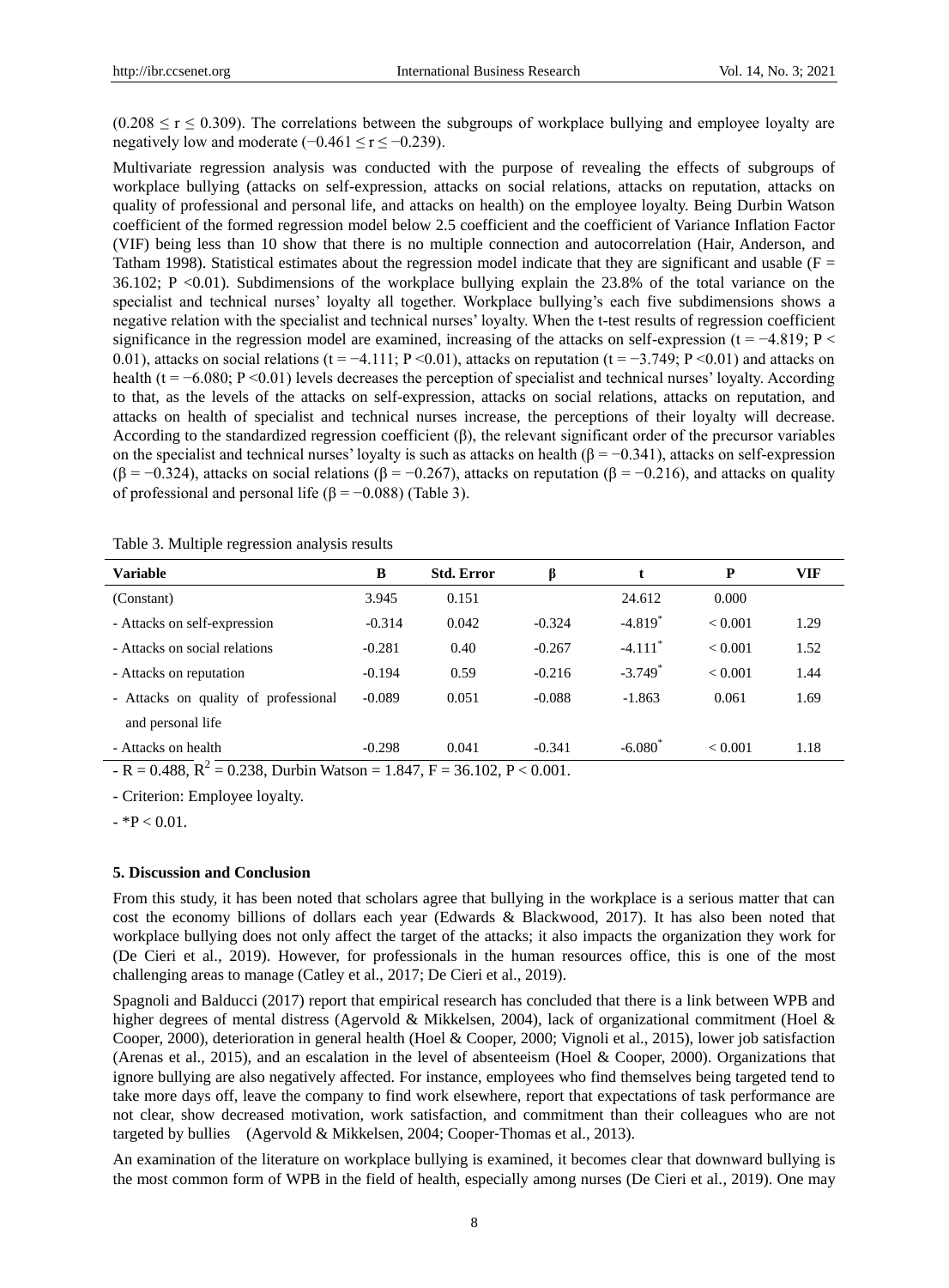($0.208 \leq r \leq 0.309$). The correlations between the subgroups of workplace bullying and employee loyalty are negatively low and moderate ($-0.461 \leq r \leq -0.239$).

Multivariate regression analysis was conducted with the purpose of revealing the effects of subgroups of workplace bullying (attacks on self-expression, attacks on social relations, attacks on reputation, attacks on quality of professional and personal life, and attacks on health) on the employee loyalty. Being Durbin Watson coefficient of the formed regression model below 2.5 coefficient and the coefficient of Variance Inflation Factor (VIF) being less than 10 show that there is no multiple connection and autocorrelation (Hair, Anderson, and Tatham 1998). Statistical estimates about the regression model indicate that they are significant and usable ($F = 36.102$; $P < 0.01$). Subdimensions of the workplace bullying explain the 23.8% of the total variance on the specialist and technical nurses' loyalty all together. Workplace bullying's each five subdimensions shows a negative relation with the specialist and technical nurses' loyalty. When the t-test results of regression coefficient significance in the regression model are examined, increasing of the attacks on self-expression ($t = -4.819$; $P < 0.01$), attacks on social relations ($t = -4.111$; $P < 0.01$), attacks on reputation ($t = -3.749$; $P < 0.01$) and attacks on health ($t = -6.080$; $P < 0.01$) levels decreases the perception of specialist and technical nurses' loyalty. According to that, as the levels of the attacks on self-expression, attacks on social relations, attacks on reputation, and attacks on health of specialist and technical nurses increase, the perceptions of their loyalty will decrease. According to the standardized regression coefficient (β), the relevant significant order of the precursor variables on the specialist and technical nurses' loyalty is such as attacks on health ($\beta = -0.341$), attacks on self-expression ($\beta = -0.324$), attacks on social relations ($\beta = -0.267$), attacks on reputation ($\beta = -0.216$), and attacks on quality of professional and personal life ($\beta = -0.088$) (Table 3).

Table 3. Multiple regression analysis results

| Variable | B | Std. Error | β | t | P | VIF |
|---|---|---|---|---|---|---|
| (Constant) | 3.945 | 0.151 | | 24.612 | 0.000 | |
| - Attacks on self-expression | -0.314 | 0.042 | -0.324 | -4.819* | < 0.001 | 1.29 |
| - Attacks on social relations | -0.281 | 0.40 | -0.267 | -4.111* | < 0.001 | 1.52 |
| - Attacks on reputation | -0.194 | 0.59 | -0.216 | -3.749* | < 0.001 | 1.44 |
| - Attacks on quality of professional and personal life | -0.089 | 0.051 | -0.088 | -1.863 | 0.061 | 1.69 |
| - Attacks on health | -0.298 | 0.041 | -0.341 | -6.080* | < 0.001 | 1.18 |

- $R = 0.488$, $R^2 = 0.238$, Durbin Watson = 1.847, $F = 36.102$, $P < 0.001$.

- Criterion: Employee loyalty.

- *$P < 0.01$.

### 5. Discussion and Conclusion

From this study, it has been noted that scholars agree that bullying in the workplace is a serious matter that can cost the economy billions of dollars each year (Edwards & Blackwood, 2017). It has also been noted that workplace bullying does not only affect the target of the attacks; it also impacts the organization they work for (De Cieri et al., 2019). However, for professionals in the human resources office, this is one of the most challenging areas to manage (Catley et al., 2017; De Cieri et al., 2019).

Spagnoli and Balducci (2017) report that empirical research has concluded that there is a link between WPB and higher degrees of mental distress (Agervold & Mikkelsen, 2004), lack of organizational commitment (Hoel & Cooper, 2000), deterioration in general health (Hoel & Cooper, 2000; Vignoli et al., 2015), lower job satisfaction (Arenas et al., 2015), and an escalation in the level of absenteeism (Hoel & Cooper, 2000). Organizations that ignore bullying are also negatively affected. For instance, employees who find themselves being targeted tend to take more days off, leave the company to find work elsewhere, report that expectations of task performance are not clear, show decreased motivation, work satisfaction, and commitment than their colleagues who are not targeted by bullies (Agervold & Mikkelsen, 2004; Cooper-Thomas et al., 2013).

An examination of the literature on workplace bullying is examined, it becomes clear that downward bullying is the most common form of WPB in the field of health, especially among nurses (De Cieri et al., 2019). One may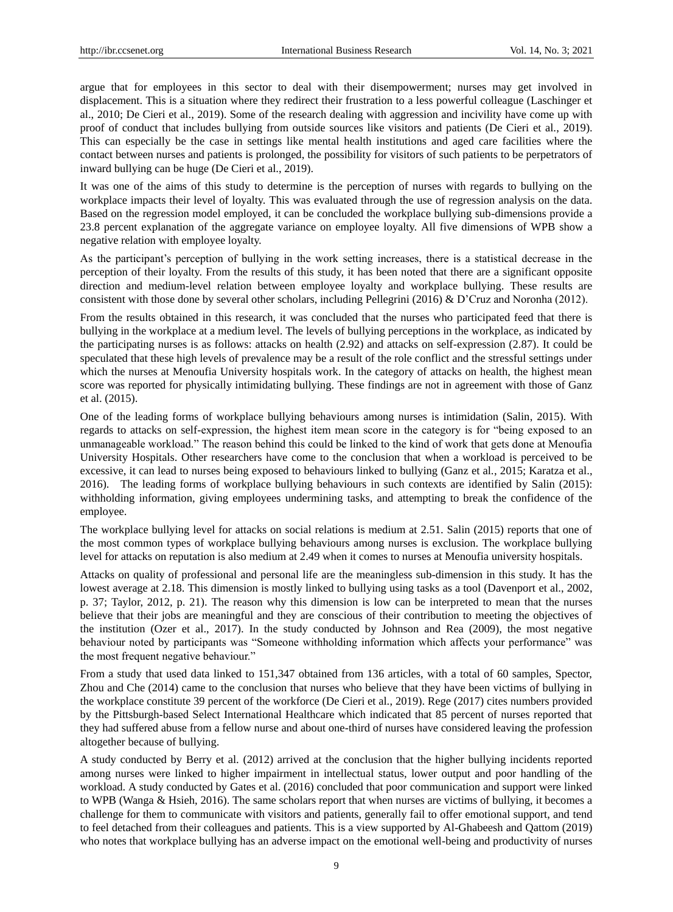argue that for employees in this sector to deal with their disempowerment; nurses may get involved in displacement. This is a situation where they redirect their frustration to a less powerful colleague (Laschinger et al., 2010; De Cieri et al., 2019). Some of the research dealing with aggression and incivility have come up with proof of conduct that includes bullying from outside sources like visitors and patients (De Cieri et al., 2019). This can especially be the case in settings like mental health institutions and aged care facilities where the contact between nurses and patients is prolonged, the possibility for visitors of such patients to be perpetrators of inward bullying can be huge (De Cieri et al., 2019).

It was one of the aims of this study to determine is the perception of nurses with regards to bullying on the workplace impacts their level of loyalty. This was evaluated through the use of regression analysis on the data. Based on the regression model employed, it can be concluded the workplace bullying sub-dimensions provide a 23.8 percent explanation of the aggregate variance on employee loyalty. All five dimensions of WPB show a negative relation with employee loyalty.

As the participant's perception of bullying in the work setting increases, there is a statistical decrease in the perception of their loyalty. From the results of this study, it has been noted that there are a significant opposite direction and medium-level relation between employee loyalty and workplace bullying. These results are consistent with those done by several other scholars, including Pellegrini (2016) & D'Cruz and Noronha (2012).

From the results obtained in this research, it was concluded that the nurses who participated feed that there is bullying in the workplace at a medium level. The levels of bullying perceptions in the workplace, as indicated by the participating nurses is as follows: attacks on health (2.92) and attacks on self-expression (2.87). It could be speculated that these high levels of prevalence may be a result of the role conflict and the stressful settings under which the nurses at Menoufia University hospitals work. In the category of attacks on health, the highest mean score was reported for physically intimidating bullying. These findings are not in agreement with those of Ganz et al. (2015).

One of the leading forms of workplace bullying behaviours among nurses is intimidation (Salin, 2015). With regards to attacks on self-expression, the highest item mean score in the category is for "being exposed to an unmanageable workload." The reason behind this could be linked to the kind of work that gets done at Menoufia University Hospitals. Other researchers have come to the conclusion that when a workload is perceived to be excessive, it can lead to nurses being exposed to behaviours linked to bullying (Ganz et al., 2015; Karatza et al., 2016). The leading forms of workplace bullying behaviours in such contexts are identified by Salin (2015): withholding information, giving employees undermining tasks, and attempting to break the confidence of the employee.

The workplace bullying level for attacks on social relations is medium at 2.51. Salin (2015) reports that one of the most common types of workplace bullying behaviours among nurses is exclusion. The workplace bullying level for attacks on reputation is also medium at 2.49 when it comes to nurses at Menoufia university hospitals.

Attacks on quality of professional and personal life are the meaningless sub-dimension in this study. It has the lowest average at 2.18. This dimension is mostly linked to bullying using tasks as a tool (Davenport et al., 2002, p. 37; Taylor, 2012, p. 21). The reason why this dimension is low can be interpreted to mean that the nurses believe that their jobs are meaningful and they are conscious of their contribution to meeting the objectives of the institution (Ozer et al., 2017). In the study conducted by Johnson and Rea (2009), the most negative behaviour noted by participants was "Someone withholding information which affects your performance" was the most frequent negative behaviour."

From a study that used data linked to 151,347 obtained from 136 articles, with a total of 60 samples, Spector, Zhou and Che (2014) came to the conclusion that nurses who believe that they have been victims of bullying in the workplace constitute 39 percent of the workforce (De Cieri et al., 2019). Rege (2017) cites numbers provided by the Pittsburgh-based Select International Healthcare which indicated that 85 percent of nurses reported that they had suffered abuse from a fellow nurse and about one-third of nurses have considered leaving the profession altogether because of bullying.

A study conducted by Berry et al. (2012) arrived at the conclusion that the higher bullying incidents reported among nurses were linked to higher impairment in intellectual status, lower output and poor handling of the workload. A study conducted by Gates et al. (2016) concluded that poor communication and support were linked to WPB (Wanga & Hsieh, 2016). The same scholars report that when nurses are victims of bullying, it becomes a challenge for them to communicate with visitors and patients, generally fail to offer emotional support, and tend to feel detached from their colleagues and patients. This is a view supported by Al-Ghabeesh and Qattom (2019) who notes that workplace bullying has an adverse impact on the emotional well-being and productivity of nurses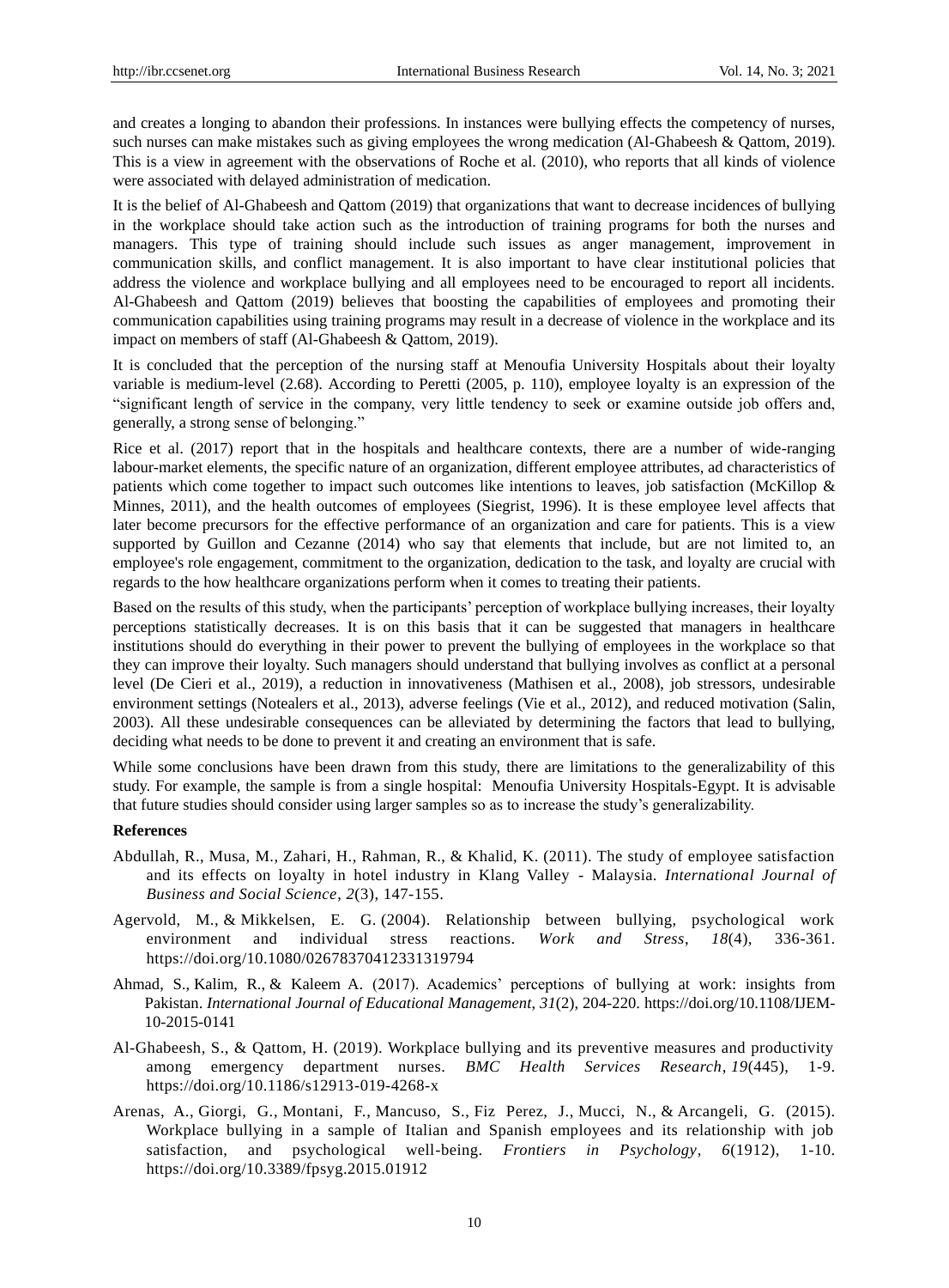and creates a longing to abandon their professions. In instances were bullying effects the competency of nurses, such nurses can make mistakes such as giving employees the wrong medication (Al-Ghabeesh & Qattom, 2019). This is a view in agreement with the observations of Roche et al. (2010), who reports that all kinds of violence were associated with delayed administration of medication.

It is the belief of Al-Ghabeesh and Qattom (2019) that organizations that want to decrease incidences of bullying in the workplace should take action such as the introduction of training programs for both the nurses and managers. This type of training should include such issues as anger management, improvement in communication skills, and conflict management. It is also important to have clear institutional policies that address the violence and workplace bullying and all employees need to be encouraged to report all incidents. Al-Ghabeesh and Qattom (2019) believes that boosting the capabilities of employees and promoting their communication capabilities using training programs may result in a decrease of violence in the workplace and its impact on members of staff (Al-Ghabeesh & Qattom, 2019).

It is concluded that the perception of the nursing staff at Menoufia University Hospitals about their loyalty variable is medium-level (2.68). According to Peretti (2005, p. 110), employee loyalty is an expression of the "significant length of service in the company, very little tendency to seek or examine outside job offers and, generally, a strong sense of belonging."

Rice et al. (2017) report that in the hospitals and healthcare contexts, there are a number of wide-ranging labour-market elements, the specific nature of an organization, different employee attributes, ad characteristics of patients which come together to impact such outcomes like intentions to leaves, job satisfaction (McKillop & Minnes, 2011), and the health outcomes of employees (Siegrist, 1996). It is these employee level affects that later become precursors for the effective performance of an organization and care for patients. This is a view supported by Guillon and Cezanne (2014) who say that elements that include, but are not limited to, an employee's role engagement, commitment to the organization, dedication to the task, and loyalty are crucial with regards to the how healthcare organizations perform when it comes to treating their patients.

Based on the results of this study, when the participants' perception of workplace bullying increases, their loyalty perceptions statistically decreases. It is on this basis that it can be suggested that managers in healthcare institutions should do everything in their power to prevent the bullying of employees in the workplace so that they can improve their loyalty. Such managers should understand that bullying involves as conflict at a personal level (De Cieri et al., 2019), a reduction in innovativeness (Mathisen et al., 2008), job stressors, undesirable environment settings (Notealers et al., 2013), adverse feelings (Vie et al., 2012), and reduced motivation (Salin, 2003). All these undesirable consequences can be alleviated by determining the factors that lead to bullying, deciding what needs to be done to prevent it and creating an environment that is safe.

While some conclusions have been drawn from this study, there are limitations to the generalizability of this study. For example, the sample is from a single hospital: Menoufia University Hospitals-Egypt. It is advisable that future studies should consider using larger samples so as to increase the study's generalizability.

**References**

Abdullah, R., Musa, M., Zahari, H., Rahman, R., & Khalid, K. (2011). The study of employee satisfaction and its effects on loyalty in hotel industry in Klang Valley - Malaysia. *International Journal of Business and Social Science*, *2*(3), 147-155.

Agervold, M., & Mikkelsen, E. G. (2004). Relationship between bullying, psychological work environment and individual stress reactions. *Work and Stress*, *18*(4), 336-361. https://doi.org/10.1080/02678370412331319794

Ahmad, S., Kalim, R., & Kaleem A. (2017). Academics' perceptions of bullying at work: insights from Pakistan. *International Journal of Educational Management*, *31*(2), 204-220. https://doi.org/10.1108/IJEM-10-2015-0141

Al-Ghabeesh, S., & Qattom, H. (2019). Workplace bullying and its preventive measures and productivity among emergency department nurses. *BMC Health Services Research*, *19*(445), 1-9. https://doi.org/10.1186/s12913-019-4268-x

Arenas, A., Giorgi, G., Montani, F., Mancuso, S., Fiz Perez, J., Mucci, N., & Arcangeli, G. (2015). Workplace bullying in a sample of Italian and Spanish employees and its relationship with job satisfaction, and psychological well-being. *Frontiers in Psychology*, *6*(1912), 1-10. https://doi.org/10.3389/fpsyg.2015.01912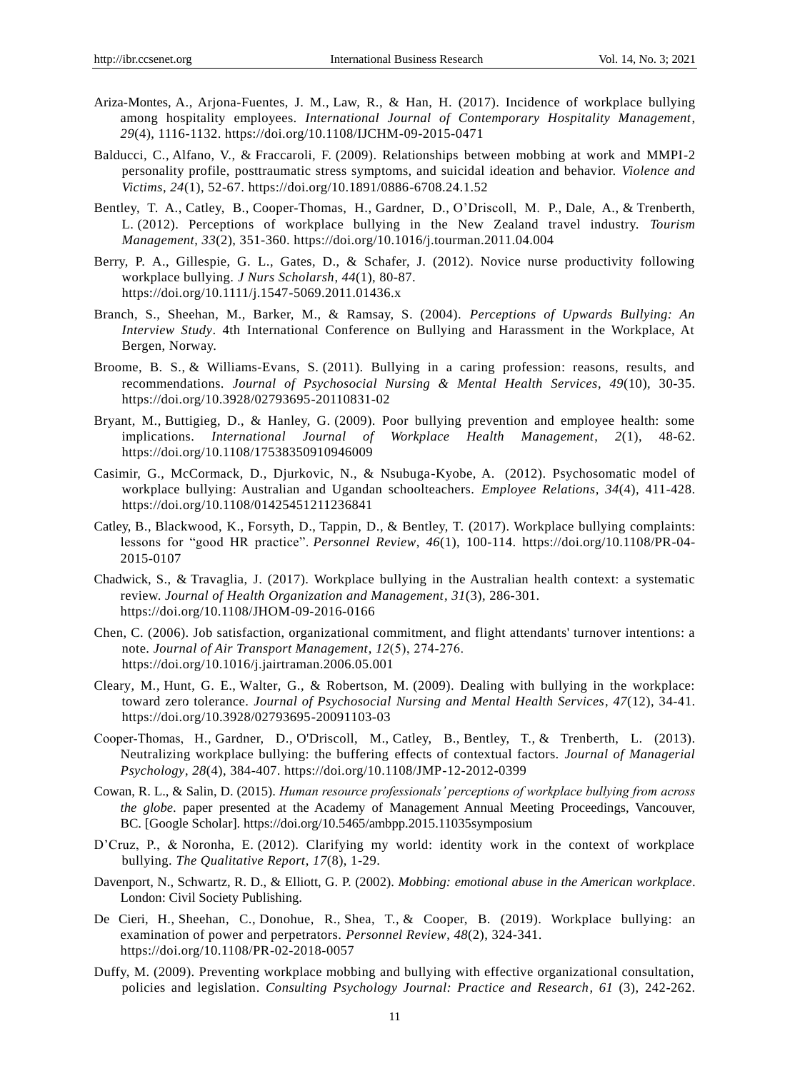Ariza-Montes, A., Arjona-Fuentes, J. M., Law, R., & Han, H. (2017). Incidence of workplace bullying among hospitality employees. *International Journal of Contemporary Hospitality Management*, *29*(4), 1116-1132. https://doi.org/10.1108/IJCHM-09-2015-0471

Balducci, C., Alfano, V., & Fraccaroli, F. (2009). Relationships between mobbing at work and MMPI-2 personality profile, posttraumatic stress symptoms, and suicidal ideation and behavior. *Violence and Victims*, *24*(1), 52-67. https://doi.org/10.1891/0886-6708.24.1.52

Bentley, T. A., Catley, B., Cooper-Thomas, H., Gardner, D., O'Driscoll, M. P., Dale, A., & Trenberth, L. (2012). Perceptions of workplace bullying in the New Zealand travel industry. *Tourism Management*, *33*(2), 351-360. https://doi.org/10.1016/j.tourman.2011.04.004

Berry, P. A., Gillespie, G. L., Gates, D., & Schafer, J. (2012). Novice nurse productivity following workplace bullying. *J Nurs Scholarsh*, *44*(1), 80-87. https://doi.org/10.1111/j.1547-5069.2011.01436.x

Branch, S., Sheehan, M., Barker, M., & Ramsay, S. (2004). *Perceptions of Upwards Bullying: An Interview Study*. 4th International Conference on Bullying and Harassment in the Workplace, At Bergen, Norway.

Broome, B. S., & Williams-Evans, S. (2011). Bullying in a caring profession: reasons, results, and recommendations. *Journal of Psychosocial Nursing & Mental Health Services*, *49*(10), 30-35. https://doi.org/10.3928/02793695-20110831-02

Bryant, M., Buttigieg, D., & Hanley, G. (2009). Poor bullying prevention and employee health: some implications. *International Journal of Workplace Health Management*, *2*(1), 48-62. https://doi.org/10.1108/17538350910946009

Casimir, G., McCormack, D., Djurkovic, N., & Nsubuga-Kyobe, A. (2012). Psychosomatic model of workplace bullying: Australian and Ugandan schoolteachers. *Employee Relations*, *34*(4), 411-428. https://doi.org/10.1108/01425451211236841

Catley, B., Blackwood, K., Forsyth, D., Tappin, D., & Bentley, T. (2017). Workplace bullying complaints: lessons for "good HR practice". *Personnel Review*, *46*(1), 100-114. https://doi.org/10.1108/PR-04-2015-0107

Chadwick, S., & Travaglia, J. (2017). Workplace bullying in the Australian health context: a systematic review. *Journal of Health Organization and Management*, *31*(3), 286-301. https://doi.org/10.1108/JHOM-09-2016-0166

Chen, C. (2006). Job satisfaction, organizational commitment, and flight attendants' turnover intentions: a note. *Journal of Air Transport Management*, *12*(5), 274-276. https://doi.org/10.1016/j.jairtraman.2006.05.001

Cleary, M., Hunt, G. E., Walter, G., & Robertson, M. (2009). Dealing with bullying in the workplace: toward zero tolerance. *Journal of Psychosocial Nursing and Mental Health Services*, *47*(12), 34-41. https://doi.org/10.3928/02793695-20091103-03

Cooper-Thomas, H., Gardner, D., O'Driscoll, M., Catley, B., Bentley, T., & Trenberth, L. (2013). Neutralizing workplace bullying: the buffering effects of contextual factors. *Journal of Managerial Psychology*, *28*(4), 384-407. https://doi.org/10.1108/JMP-12-2012-0399

Cowan, R. L., & Salin, D. (2015). *Human resource professionals' perceptions of workplace bullying from across the globe.* paper presented at the Academy of Management Annual Meeting Proceedings, Vancouver, BC. [Google Scholar]. https://doi.org/10.5465/ambpp.2015.11035symposium

D'Cruz, P., & Noronha, E. (2012). Clarifying my world: identity work in the context of workplace bullying. *The Qualitative Report*, *17*(8), 1-29.

Davenport, N., Schwartz, R. D., & Elliott, G. P. (2002). *Mobbing: emotional abuse in the American workplace*. London: Civil Society Publishing.

De Cieri, H., Sheehan, C., Donohue, R., Shea, T., & Cooper, B. (2019). Workplace bullying: an examination of power and perpetrators. *Personnel Review*, *48*(2), 324-341. https://doi.org/10.1108/PR-02-2018-0057

Duffy, M. (2009). Preventing workplace mobbing and bullying with effective organizational consultation, policies and legislation. *Consulting Psychology Journal: Practice and Research*, *61* (3), 242-262.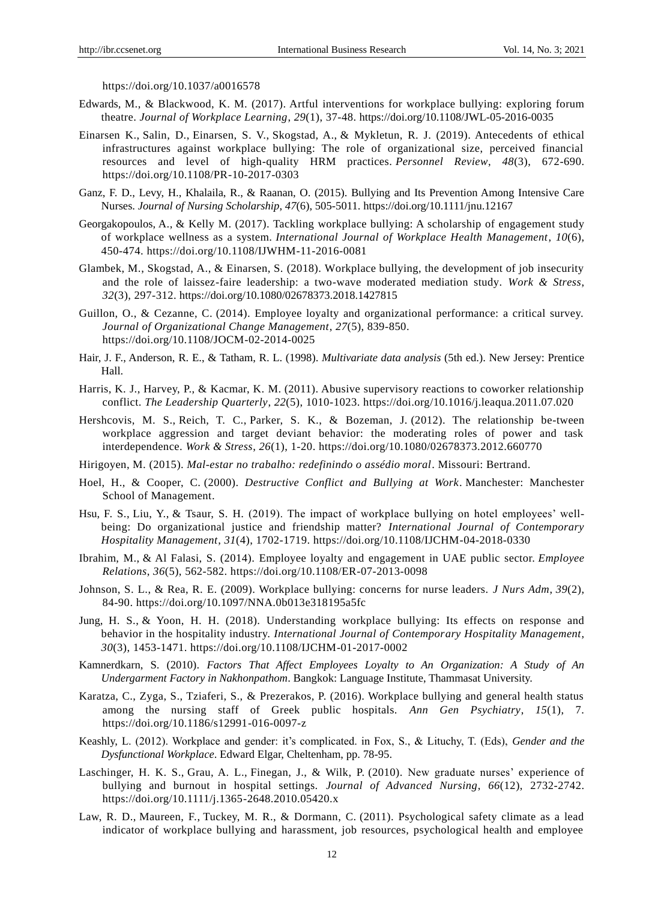https://doi.org/10.1037/a0016578

Edwards, M., & Blackwood, K. M. (2017). Artful interventions for workplace bullying: exploring forum theatre. *Journal of Workplace Learning*, *29*(1), 37-48. https://doi.org/10.1108/JWL-05-2016-0035

Einarsen K., Salin, D., Einarsen, S. V., Skogstad, A., & Mykletun, R. J. (2019). Antecedents of ethical infrastructures against workplace bullying: The role of organizational size, perceived financial resources and level of high-quality HRM practices. *Personnel Review*, *48*(3), 672-690. https://doi.org/10.1108/PR-10-2017-0303

Ganz, F. D., Levy, H., Khalaila, R., & Raanan, O. (2015). Bullying and Its Prevention Among Intensive Care Nurses. *Journal of Nursing Scholarship*, *47*(6), 505-5011. https://doi.org/10.1111/jnu.12167

Georgakopoulos, A., & Kelly M. (2017). Tackling workplace bullying: A scholarship of engagement study of workplace wellness as a system. *International Journal of Workplace Health Management*, *10*(6), 450-474. https://doi.org/10.1108/IJWHM-11-2016-0081

Glambek, M., Skogstad, A., & Einarsen, S. (2018). Workplace bullying, the development of job insecurity and the role of laissez-faire leadership: a two-wave moderated mediation study. *Work & Stress*, *32*(3), 297-312. https://doi.org/10.1080/02678373.2018.1427815

Guillon, O., & Cezanne, C. (2014). Employee loyalty and organizational performance: a critical survey. *Journal of Organizational Change Management*, *27*(5), 839-850. https://doi.org/10.1108/JOCM-02-2014-0025

Hair, J. F., Anderson, R. E., & Tatham, R. L. (1998). *Multivariate data analysis* (5th ed.). New Jersey: Prentice Hall.

Harris, K. J., Harvey, P., & Kacmar, K. M. (2011). Abusive supervisory reactions to coworker relationship conflict. *The Leadership Quarterly*, *22*(5), 1010-1023. https://doi.org/10.1016/j.leaqua.2011.07.020

Hershcovis, M. S., Reich, T. C., Parker, S. K., & Bozeman, J. (2012). The relationship be-tween workplace aggression and target deviant behavior: the moderating roles of power and task interdependence. *Work & Stress*, *26*(1), 1-20. https://doi.org/10.1080/02678373.2012.660770

Hirigoyen, M. (2015). *Mal-estar no trabalho: redefinindo o assédio moral*. Missouri: Bertrand.

Hoel, H., & Cooper, C. (2000). *Destructive Conflict and Bullying at Work*. Manchester: Manchester School of Management.

Hsu, F. S., Liu, Y., & Tsaur, S. H. (2019). The impact of workplace bullying on hotel employees' well-being: Do organizational justice and friendship matter? *International Journal of Contemporary Hospitality Management*, *31*(4), 1702-1719. https://doi.org/10.1108/IJCHM-04-2018-0330

Ibrahim, M., & Al Falasi, S. (2014). Employee loyalty and engagement in UAE public sector. *Employee Relations*, *36*(5), 562-582. https://doi.org/10.1108/ER-07-2013-0098

Johnson, S. L., & Rea, R. E. (2009). Workplace bullying: concerns for nurse leaders. *J Nurs Adm*, *39*(2), 84-90. https://doi.org/10.1097/NNA.0b013e318195a5fc

Jung, H. S., & Yoon, H. H. (2018). Understanding workplace bullying: Its effects on response and behavior in the hospitality industry. *International Journal of Contemporary Hospitality Management*, *30*(3), 1453-1471. https://doi.org/10.1108/IJCHM-01-2017-0002

Kamnerdkarn, S. (2010). *Factors That Affect Employees Loyalty to An Organization: A Study of An Undergarment Factory in Nakhonpathom*. Bangkok: Language Institute, Thammasat University.

Karatza, C., Zyga, S., Tziaferi, S., & Prezerakos, P. (2016). Workplace bullying and general health status among the nursing staff of Greek public hospitals. *Ann Gen Psychiatry*, *15*(1), 7. https://doi.org/10.1186/s12991-016-0097-z

Keashly, L. (2012). Workplace and gender: it's complicated. in Fox, S., & Lituchy, T. (Eds), *Gender and the Dysfunctional Workplace*. Edward Elgar, Cheltenham, pp. 78-95.

Laschinger, H. K. S., Grau, A. L., Finegan, J., & Wilk, P. (2010). New graduate nurses' experience of bullying and burnout in hospital settings. *Journal of Advanced Nursing*, *66*(12), 2732-2742. https://doi.org/10.1111/j.1365-2648.2010.05420.x

Law, R. D., Maureen, F., Tuckey, M. R., & Dormann, C. (2011). Psychological safety climate as a lead indicator of workplace bullying and harassment, job resources, psychological health and employee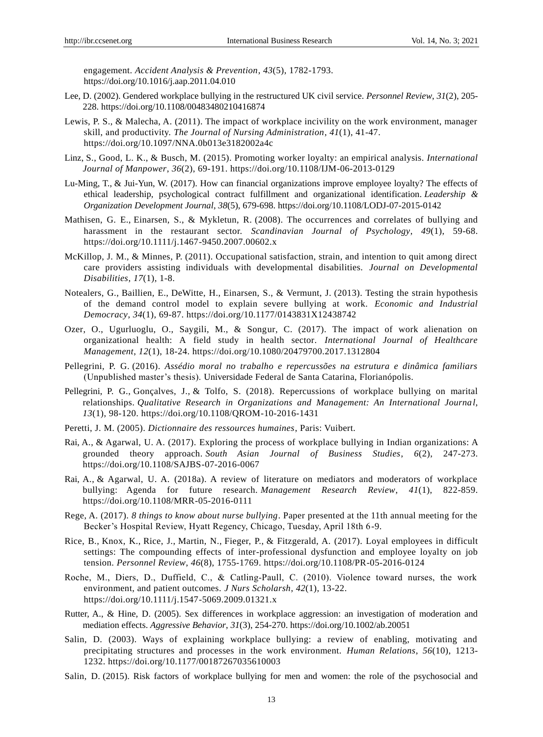engagement. *Accident Analysis & Prevention*, *43*(5), 1782-1793. https://doi.org/10.1016/j.aap.2011.04.010

Lee, D. (2002). Gendered workplace bullying in the restructured UK civil service. *Personnel Review*, *31*(2), 205-228. https://doi.org/10.1108/00483480210416874

Lewis, P. S., & Malecha, A. (2011). The impact of workplace incivility on the work environment, manager skill, and productivity. *The Journal of Nursing Administration*, *41*(1), 41-47. https://doi.org/10.1097/NNA.0b013e3182002a4c

Linz, S., Good, L. K., & Busch, M. (2015). Promoting worker loyalty: an empirical analysis. *International Journal of Manpower*, *36*(2), 69-191. https://doi.org/10.1108/IJM-06-2013-0129

Lu-Ming, T., & Jui-Yun, W. (2017). How can financial organizations improve employee loyalty? The effects of ethical leadership, psychological contract fulfillment and organizational identification. *Leadership & Organization Development Journal*, *38*(5), 679-698. https://doi.org/10.1108/LODJ-07-2015-0142

Mathisen, G. E., Einarsen, S., & Mykletun, R. (2008). The occurrences and correlates of bullying and harassment in the restaurant sector. *Scandinavian Journal of Psychology*, *49*(1), 59-68. https://doi.org/10.1111/j.1467-9450.2007.00602.x

McKillop, J. M., & Minnes, P. (2011). Occupational satisfaction, strain, and intention to quit among direct care providers assisting individuals with developmental disabilities. *Journal on Developmental Disabilities*, *17*(1), 1-8.

Notealers, G., Baillien, E., DeWitte, H., Einarsen, S., & Vermunt, J. (2013). Testing the strain hypothesis of the demand control model to explain severe bullying at work. *Economic and Industrial Democracy*, *34*(1), 69-87. https://doi.org/10.1177/0143831X12438742

Ozer, O., Ugurluoglu, O., Saygili, M., & Songur, C. (2017). The impact of work alienation on organizational health: A field study in health sector. *International Journal of Healthcare Management*, *12*(1), 18-24. https://doi.org/10.1080/20479700.2017.1312804

Pellegrini, P. G. (2016). *Assédio moral no trabalho e repercussões na estrutura e dinâmica familiars* (Unpublished master's thesis). Universidade Federal de Santa Catarina, Florianópolis.

Pellegrini, P. G., Gonçalves, J., & Tolfo, S. (2018). Repercussions of workplace bullying on marital relationships. *Qualitative Research in Organizations and Management: An International Journal*, *13*(1), 98-120. https://doi.org/10.1108/QROM-10-2016-1431

Peretti, J. M. (2005). *Dictionnaire des ressources humaines*, Paris: Vuibert.

Rai, A., & Agarwal, U. A. (2017). Exploring the process of workplace bullying in Indian organizations: A grounded theory approach. *South Asian Journal of Business Studies*, *6*(2), 247-273. https://doi.org/10.1108/SAJBS-07-2016-0067

Rai, A., & Agarwal, U. A. (2018a). A review of literature on mediators and moderators of workplace bullying: Agenda for future research. *Management Research Review*, *41*(1), 822-859. https://doi.org/10.1108/MRR-05-2016-0111

Rege, A. (2017). *8 things to know about nurse bullying*. Paper presented at the 11th annual meeting for the Becker's Hospital Review, Hyatt Regency, Chicago, Tuesday, April 18th 6-9.

Rice, B., Knox, K., Rice, J., Martin, N., Fieger, P., & Fitzgerald, A. (2017). Loyal employees in difficult settings: The compounding effects of inter-professional dysfunction and employee loyalty on job tension. *Personnel Review*, *46*(8), 1755-1769. https://doi.org/10.1108/PR-05-2016-0124

Roche, M., Diers, D., Duffield, C., & Catling-Paull, C. (2010). Violence toward nurses, the work environment, and patient outcomes. *J Nurs Scholarsh*, *42*(1), 13-22. https://doi.org/10.1111/j.1547-5069.2009.01321.x

Rutter, A., & Hine, D. (2005). Sex differences in workplace aggression: an investigation of moderation and mediation effects. *Aggressive Behavior*, *31*(3), 254-270. https://doi.org/10.1002/ab.20051

Salin, D. (2003). Ways of explaining workplace bullying: a review of enabling, motivating and precipitating structures and processes in the work environment. *Human Relations*, *56*(10), 1213-1232. https://doi.org/10.1177/00187267035610003

Salin, D. (2015). Risk factors of workplace bullying for men and women: the role of the psychosocial and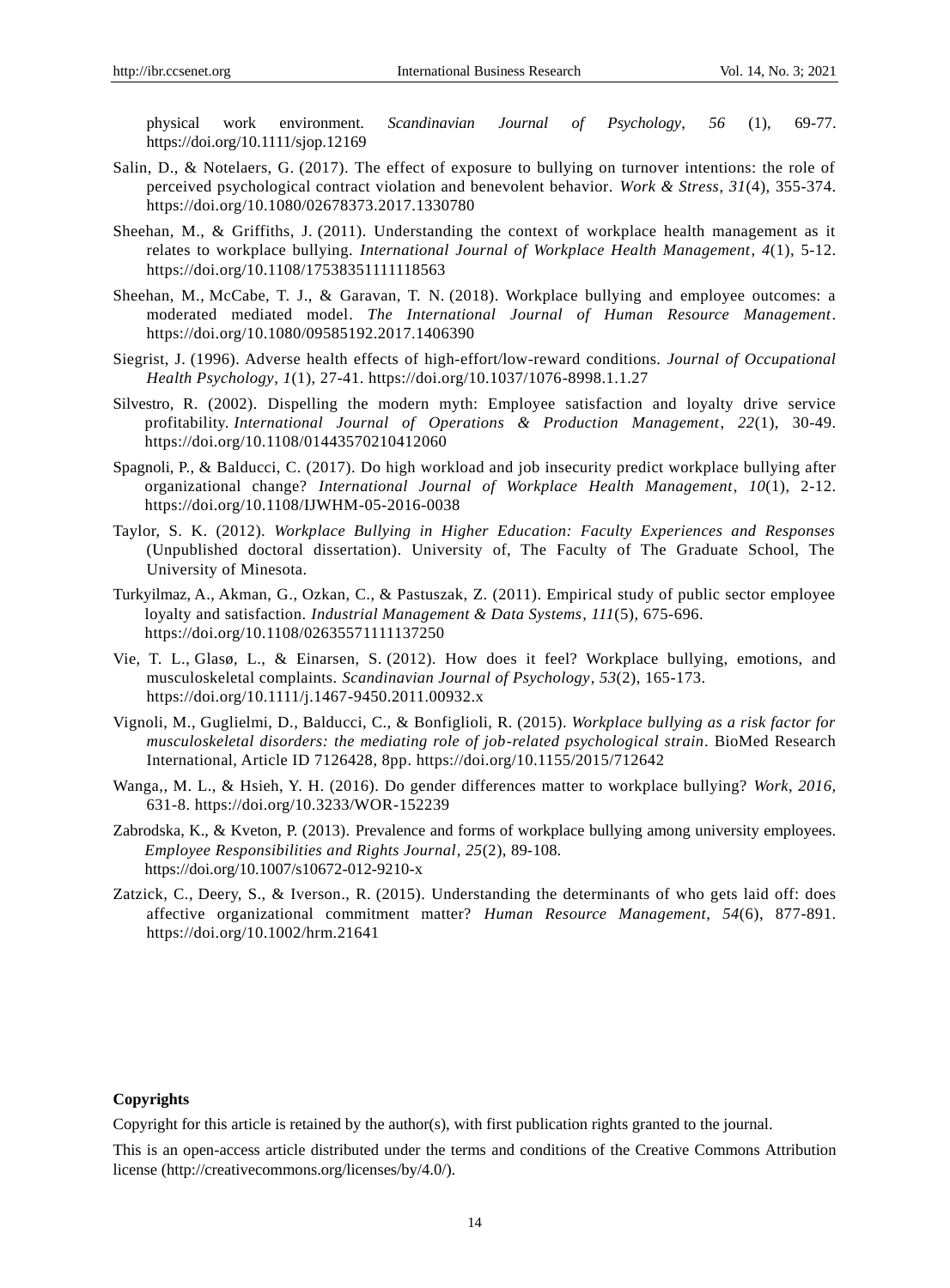physical work environment. *Scandinavian Journal of Psychology*, *56* (1), 69-77. https://doi.org/10.1111/sjop.12169

Salin, D., & Notelaers, G. (2017). The effect of exposure to bullying on turnover intentions: the role of perceived psychological contract violation and benevolent behavior. *Work & Stress*, *31*(4), 355-374. https://doi.org/10.1080/02678373.2017.1330780

Sheehan, M., & Griffiths, J. (2011). Understanding the context of workplace health management as it relates to workplace bullying. *International Journal of Workplace Health Management*, *4*(1), 5-12. https://doi.org/10.1108/17538351111118563

Sheehan, M., McCabe, T. J., & Garavan, T. N. (2018). Workplace bullying and employee outcomes: a moderated mediated model. *The International Journal of Human Resource Management*. https://doi.org/10.1080/09585192.2017.1406390

Siegrist, J. (1996). Adverse health effects of high-effort/low-reward conditions. *Journal of Occupational Health Psychology*, *1*(1), 27-41. https://doi.org/10.1037/1076-8998.1.1.27

Silvestro, R. (2002). Dispelling the modern myth: Employee satisfaction and loyalty drive service profitability. *International Journal of Operations & Production Management*, *22*(1), 30-49. https://doi.org/10.1108/01443570210412060

Spagnoli, P., & Balducci, C. (2017). Do high workload and job insecurity predict workplace bullying after organizational change? *International Journal of Workplace Health Management*, *10*(1), 2-12. https://doi.org/10.1108/IJWHM-05-2016-0038

Taylor, S. K. (2012). *Workplace Bullying in Higher Education: Faculty Experiences and Responses* (Unpublished doctoral dissertation). University of, The Faculty of The Graduate School, The University of Minesota.

Turkyilmaz, A., Akman, G., Ozkan, C., & Pastuszak, Z. (2011). Empirical study of public sector employee loyalty and satisfaction. *Industrial Management & Data Systems*, *111*(5), 675-696. https://doi.org/10.1108/02635571111137250

Vie, T. L., Glasø, L., & Einarsen, S. (2012). How does it feel? Workplace bullying, emotions, and musculoskeletal complaints. *Scandinavian Journal of Psychology*, *53*(2), 165-173. https://doi.org/10.1111/j.1467-9450.2011.00932.x

Vignoli, M., Guglielmi, D., Balducci, C., & Bonfiglioli, R. (2015). *Workplace bullying as a risk factor for musculoskeletal disorders: the mediating role of job-related psychological strain*. BioMed Research International, Article ID 7126428, 8pp. https://doi.org/10.1155/2015/712642

Wanga,, M. L., & Hsieh, Y. H. (2016). Do gender differences matter to workplace bullying? *Work*, *2016*, 631-8. https://doi.org/10.3233/WOR-152239

Zabrodska, K., & Kveton, P. (2013). Prevalence and forms of workplace bullying among university employees. *Employee Responsibilities and Rights Journal*, *25*(2), 89-108. https://doi.org/10.1007/s10672-012-9210-x

Zatzick, C., Deery, S., & Iverson., R. (2015). Understanding the determinants of who gets laid off: does affective organizational commitment matter? *Human Resource Management*, *54*(6), 877-891. https://doi.org/10.1002/hrm.21641

**Copyrights**

Copyright for this article is retained by the author(s), with first publication rights granted to the journal.

This is an open-access article distributed under the terms and conditions of the Creative Commons Attribution license (http://creativecommons.org/licenses/by/4.0/).